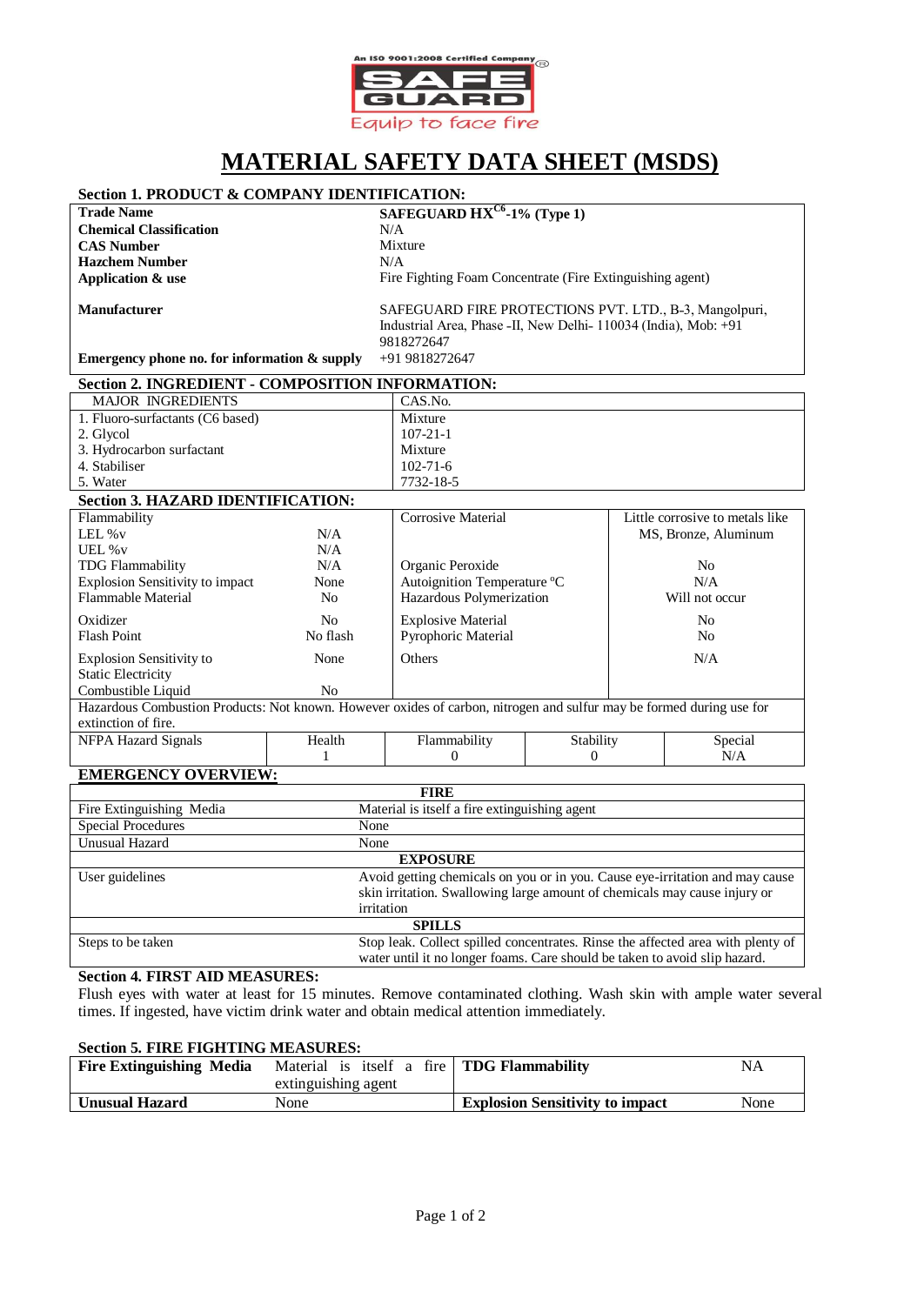An ISO 9001:2008 Certified Company

SAFE GUARD

Equip to face fire

# MATERIAL SAFETY DATA SHEET (MSDS)

## Section 1. PRODUCT & COMPANY IDENTIFICATION:

| | |
|---|---|
| **Trade Name** | **SAFEGUARD HX$^{C6}$-1% (Type 1)** |
| **Chemical Classification** | N/A |
| **CAS Number** | Mixture |
| **Hazchem Number** | N/A |
| **Application & use** | Fire Fighting Foam Concentrate (Fire Extinguishing agent) |
| **Manufacturer** | SAFEGUARD FIRE PROTECTIONS PVT. LTD., B-3, Mangolpuri, Industrial Area, Phase -II, New Delhi- 110034 (India), Mob: +91 9818272647 |
| **Emergency phone no. for information & supply** | +91 9818272647 |

## Section 2. INGREDIENT - COMPOSITION INFORMATION:

| MAJOR INGREDIENTS | CAS.No. |
|---|---|
| 1. Fluoro-surfactants (C6 based) | Mixture |
| 2. Glycol | 107-21-1 |
| 3. Hydrocarbon surfactant | Mixture |
| 4. Stabiliser | 102-71-6 |
| 5. Water | 7732-18-5 |

## Section 3. HAZARD IDENTIFICATION:

| | | | |
|---|---|---|---|
| Flammability | | Corrosive Material | Little corrosive to metals like MS, Bronze, Aluminum |
| LEL %v | N/A | | |
| UEL %v | N/A | | |
| TDG Flammability | N/A | Organic Peroxide | No |
| Explosion Sensitivity to impact | None | Autoignition Temperature °C | N/A |
| Flammable Material | No | Hazardous Polymerization | Will not occur |
| Oxidizer | No | Explosive Material | No |
| Flash Point | No flash | Pyrophoric Material | No |
| Explosion Sensitivity to Static Electricity | None | Others | N/A |
| Combustible Liquid | No | | |

Hazardous Combustion Products: Not known. However oxides of carbon, nitrogen and sulfur may be formed during use for extinction of fire.

| NFPA Hazard Signals | Health | Flammability | Stability | Special |
|---|---|---|---|---|
| | 1 | 0 | 0 | N/A |

## EMERGENCY OVERVIEW:

| | |
|---|---|
| **FIRE** | |
| Fire Extinguishing Media | Material is itself a fire extinguishing agent |
| Special Procedures | None |
| Unusual Hazard | None |
| **EXPOSURE** | |
| User guidelines | Avoid getting chemicals on you or in you. Cause eye-irritation and may cause skin irritation. Swallowing large amount of chemicals may cause injury or irritation |
| **SPILLS** | |
| Steps to be taken | Stop leak. Collect spilled concentrates. Rinse the affected area with plenty of water until it no longer foams. Care should be taken to avoid slip hazard. |

## Section 4. FIRST AID MEASURES:

Flush eyes with water at least for 15 minutes. Remove contaminated clothing. Wash skin with ample water several times. If ingested, have victim drink water and obtain medical attention immediately.

## Section 5. FIRE FIGHTING MEASURES:

| | | | |
|---|---|---|---|
| **Fire Extinguishing Media** | Material is itself a fire extinguishing agent | **TDG Flammability** | NA |
| **Unusual Hazard** | None | **Explosion Sensitivity to impact** | None |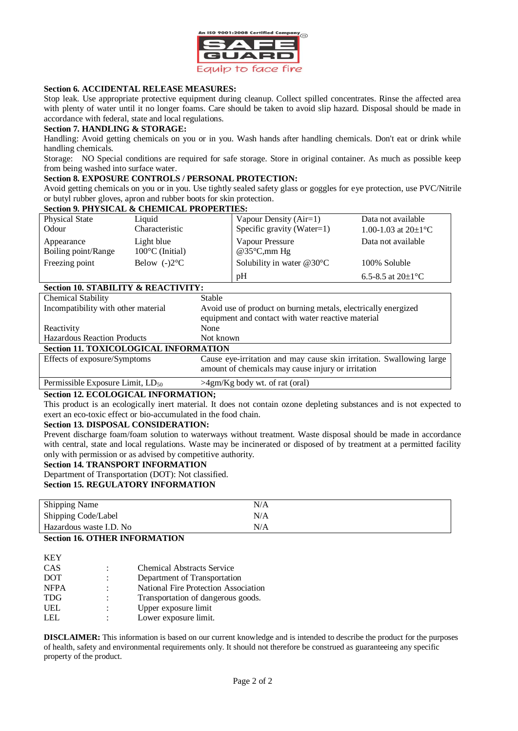**Section 6. ACCIDENTAL RELEASE MEASURES:**

Stop leak. Use appropriate protective equipment during cleanup. Collect spilled concentrates. Rinse the affected area with plenty of water until it no longer foams. Care should be taken to avoid slip hazard. Disposal should be made in accordance with federal, state and local regulations.

**Section 7. HANDLING & STORAGE:**

Handling: Avoid getting chemicals on you or in you. Wash hands after handling chemicals. Don't eat or drink while handling chemicals.

Storage: NO Special conditions are required for safe storage. Store in original container. As much as possible keep from being washed into surface water.

**Section 8. EXPOSURE CONTROLS / PERSONAL PROTECTION:**

Avoid getting chemicals on you or in you. Use tightly sealed safety glass or goggles for eye protection, use PVC/Nitrile or butyl rubber gloves, apron and rubber boots for skin protection.

**Section 9. PHYSICAL & CHEMICAL PROPERTIES:**

| | | | |
|---|---|---|---|
| Physical State | Liquid | Vapour Density (Air=1) | Data not available |
| Odour | Characteristic | Specific gravity (Water=1) | 1.00-1.03 at 20±1°C |
| Appearance | Light blue | Vapour Pressure @35°C,mm Hg | Data not available |
| Boiling point/Range | 100°C (Initial) | | |
| Freezing point | Below (-)2°C | Solubility in water @30°C | 100% Soluble |
| | | pH | 6.5-8.5 at 20±1°C |

**Section 10. STABILITY & REACTIVITY:**

| | |
|---|---|
| Chemical Stability | Stable |
| Incompatibility with other material | Avoid use of product on burning metals, electrically energized equipment and contact with water reactive material |
| Reactivity | None |
| Hazardous Reaction Products | Not known |

**Section 11. TOXICOLOGICAL INFORMATION**

| | |
|---|---|
| Effects of exposure/Symptoms | Cause eye-irritation and may cause skin irritation. Swallowing large amount of chemicals may cause injury or irritation |
| Permissible Exposure Limit, $LD_{50}$ | >4gm/Kg body wt. of rat (oral) |

**Section 12. ECOLOGICAL INFORMATION;**

This product is an ecologically inert material. It does not contain ozone depleting substances and is not expected to exert an eco-toxic effect or bio-accumulated in the food chain.

**Section 13. DISPOSAL CONSIDERATION:**

Prevent discharge foam/foam solution to waterways without treatment. Waste disposal should be made in accordance with central, state and local regulations. Waste may be incinerated or disposed of by treatment at a permitted facility only with permission or as advised by competitive authority.

**Section 14. TRANSPORT INFORMATION**

Department of Transportation (DOT): Not classified.

**Section 15. REGULATORY INFORMATION**

| | |
|---|---|
| Shipping Name | N/A |
| Shipping Code/Label | N/A |
| Hazardous waste I.D. No | N/A |

**Section 16. OTHER INFORMATION**

KEY

| | | |
|---|---|---|
| CAS | : | Chemical Abstracts Service |
| DOT | : | Department of Transportation |
| NFPA | : | National Fire Protection Association |
| TDG | : | Transportation of dangerous goods. |
| UEL | : | Upper exposure limit |
| LEL | : | Lower exposure limit. |

**DISCLAIMER:** This information is based on our current knowledge and is intended to describe the product for the purposes of health, safety and environmental requirements only. It should not therefore be construed as guaranteeing any specific property of the product.